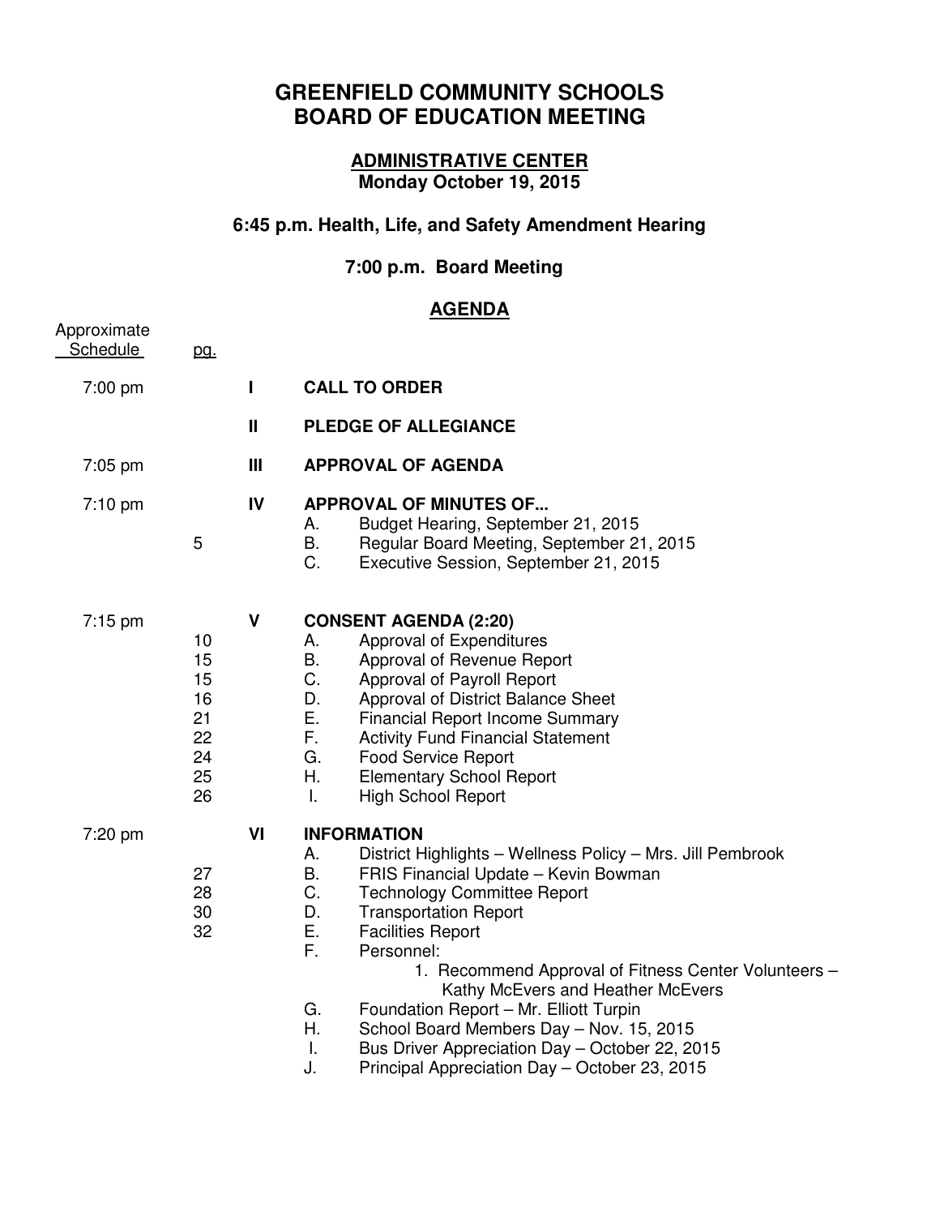# GREENFIELD COMMUNITY SCHOOLS
# BOARD OF EDUCATION MEETING

## ADMINISTRATIVE CENTER
**Monday October 19, 2015**

### 6:45 p.m. Health, Life, and Safety Amendment Hearing

### 7:00 p.m. Board Meeting

## AGENDA

| Approximate Schedule | pg. | | |
|---|---|---|---|
| 7:00 pm | | I | **CALL TO ORDER** |
| | | II | **PLEDGE OF ALLEGIANCE** |
| 7:05 pm | | III | **APPROVAL OF AGENDA** |
| 7:10 pm | | IV | **APPROVAL OF MINUTES OF...** |
| | | | A. Budget Hearing, September 21, 2015 |
| | 5 | | B. Regular Board Meeting, September 21, 2015 |
| | | | C. Executive Session, September 21, 2015 |
| 7:15 pm | | V | **CONSENT AGENDA (2:20)** |
| | 10 | | A. Approval of Expenditures |
| | 15 | | B. Approval of Revenue Report |
| | 15 | | C. Approval of Payroll Report |
| | 16 | | D. Approval of District Balance Sheet |
| | 21 | | E. Financial Report Income Summary |
| | 22 | | F. Activity Fund Financial Statement |
| | 24 | | G. Food Service Report |
| | 25 | | H. Elementary School Report |
| | 26 | | I. High School Report |
| 7:20 pm | | VI | **INFORMATION** |
| | | | A. District Highlights – Wellness Policy – Mrs. Jill Pembrook |
| | 27 | | B. FRIS Financial Update – Kevin Bowman |
| | 28 | | C. Technology Committee Report |
| | 30 | | D. Transportation Report |
| | 32 | | E. Facilities Report |
| | | | F. Personnel: 1. Recommend Approval of Fitness Center Volunteers – Kathy McEvers and Heather McEvers |
| | | | G. Foundation Report – Mr. Elliott Turpin |
| | | | H. School Board Members Day – Nov. 15, 2015 |
| | | | I. Bus Driver Appreciation Day – October 22, 2015 |
| | | | J. Principal Appreciation Day – October 23, 2015 |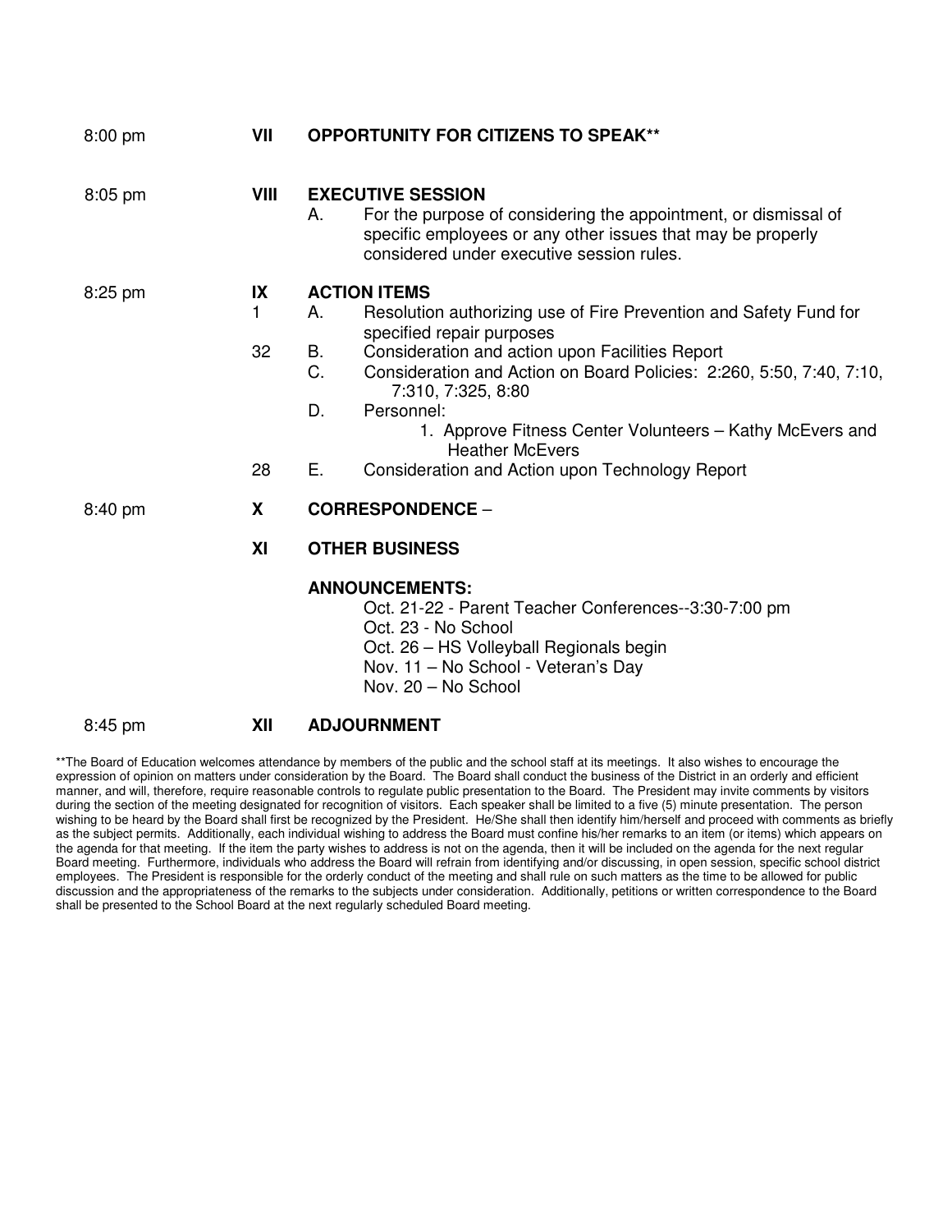8:00 pm **VII** **OPPORTUNITY FOR CITIZENS TO SPEAK****

8:05 pm **VIII** **EXECUTIVE SESSION**

A. For the purpose of considering the appointment, or dismissal of specific employees or any other issues that may be properly considered under executive session rules.

8:25 pm **IX** **ACTION ITEMS**

1 A. Resolution authorizing use of Fire Prevention and Safety Fund for specified repair purposes

32 B. Consideration and action upon Facilities Report

C. Consideration and Action on Board Policies: 2:260, 5:50, 7:40, 7:10, 7:310, 7:325, 8:80

D. Personnel:

1. Approve Fitness Center Volunteers – Kathy McEvers and Heather McEvers

28 E. Consideration and Action upon Technology Report

8:40 pm **X** **CORRESPONDENCE** –

**XI** **OTHER BUSINESS**

**ANNOUNCEMENTS:**

Oct. 21-22 - Parent Teacher Conferences--3:30-7:00 pm
Oct. 23 - No School
Oct. 26 – HS Volleyball Regionals begin
Nov. 11 – No School - Veteran's Day
Nov. 20 – No School

8:45 pm **XII** **ADJOURNMENT**

**The Board of Education welcomes attendance by members of the public and the school staff at its meetings. It also wishes to encourage the expression of opinion on matters under consideration by the Board. The Board shall conduct the business of the District in an orderly and efficient manner, and will, therefore, require reasonable controls to regulate public presentation to the Board. The President may invite comments by visitors during the section of the meeting designated for recognition of visitors. Each speaker shall be limited to a five (5) minute presentation. The person wishing to be heard by the Board shall first be recognized by the President. He/She shall then identify him/herself and proceed with comments as briefly as the subject permits. Additionally, each individual wishing to address the Board must confine his/her remarks to an item (or items) which appears on the agenda for that meeting. If the item the party wishes to address is not on the agenda, then it will be included on the agenda for the next regular Board meeting. Furthermore, individuals who address the Board will refrain from identifying and/or discussing, in open session, specific school district employees. The President is responsible for the orderly conduct of the meeting and shall rule on such matters as the time to be allowed for public discussion and the appropriateness of the remarks to the subjects under consideration. Additionally, petitions or written correspondence to the Board shall be presented to the School Board at the next regularly scheduled Board meeting.